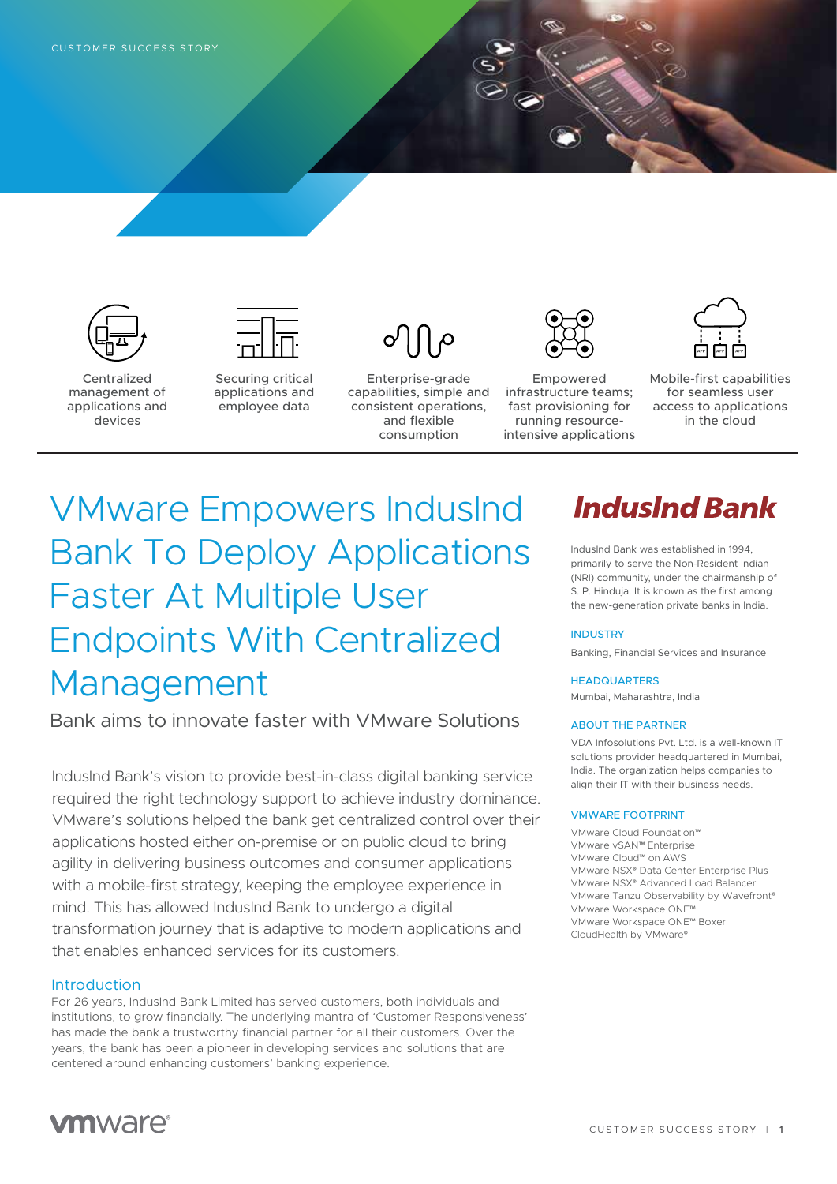CUSTOMER SUCCESS STORY

Centralized management of applications and devices

Securing critical applications and employee data

Enterprise-grade capabilities, simple and consistent operations, and flexible consumption

Empowered infrastructure teams; fast provisioning for running resource-intensive applications

Mobile-first capabilities for seamless user access to applications in the cloud

# VMware Empowers IndusInd Bank To Deploy Applications Faster At Multiple User Endpoints With Centralized Management

## Bank aims to innovate faster with VMware Solutions

IndusInd Bank's vision to provide best-in-class digital banking service required the right technology support to achieve industry dominance. VMware's solutions helped the bank get centralized control over their applications hosted either on-premise or on public cloud to bring agility in delivering business outcomes and consumer applications with a mobile-first strategy, keeping the employee experience in mind. This has allowed IndusInd Bank to undergo a digital transformation journey that is adaptive to modern applications and that enables enhanced services for its customers.

### Introduction

For 26 years, IndusInd Bank Limited has served customers, both individuals and institutions, to grow financially. The underlying mantra of 'Customer Responsiveness' has made the bank a trustworthy financial partner for all their customers. Over the years, the bank has been a pioneer in developing services and solutions that are centered around enhancing customers' banking experience.

**IndusInd Bank**

IndusInd Bank was established in 1994, primarily to serve the Non-Resident Indian (NRI) community, under the chairmanship of S. P. Hinduja. It is known as the first among the new-generation private banks in India.

**INDUSTRY**

Banking, Financial Services and Insurance

**HEADQUARTERS**

Mumbai, Maharashtra, India

**ABOUT THE PARTNER**

VDA Infosolutions Pvt. Ltd. is a well-known IT solutions provider headquartered in Mumbai, India. The organization helps companies to align their IT with their business needs.

**VMWARE FOOTPRINT**

VMware Cloud Foundation™
VMware vSAN™ Enterprise
VMware Cloud™ on AWS
VMware NSX® Data Center Enterprise Plus
VMware NSX® Advanced Load Balancer
VMware Tanzu Observability by Wavefront®
VMware Workspace ONE™
VMware Workspace ONE™ Boxer
CloudHealth by VMware®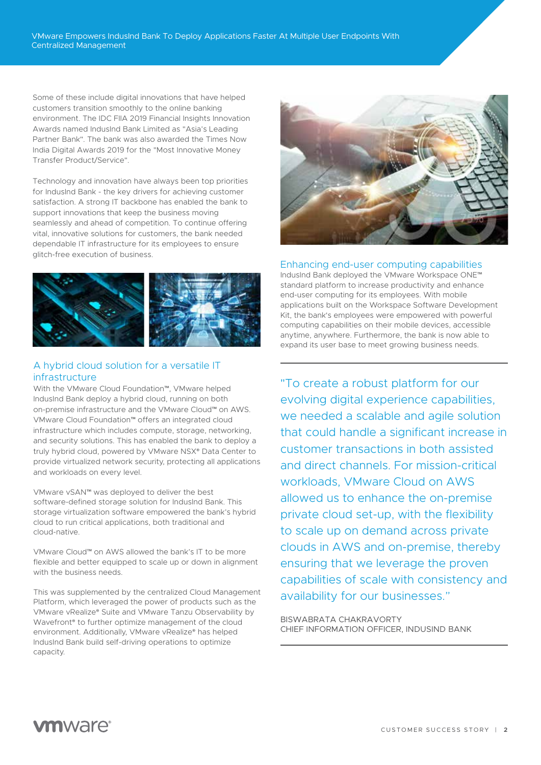Some of these include digital innovations that have helped customers transition smoothly to the online banking environment. The IDC FIIA 2019 Financial Insights Innovation Awards named IndusInd Bank Limited as "Asia's Leading Partner Bank". The bank was also awarded the Times Now India Digital Awards 2019 for the "Most Innovative Money Transfer Product/Service".

Technology and innovation have always been top priorities for IndusInd Bank - the key drivers for achieving customer satisfaction. A strong IT backbone has enabled the bank to support innovations that keep the business moving seamlessly and ahead of competition. To continue offering vital, innovative solutions for customers, the bank needed dependable IT infrastructure for its employees to ensure glitch-free execution of business.

## A hybrid cloud solution for a versatile IT infrastructure

With the VMware Cloud Foundation™, VMware helped IndusInd Bank deploy a hybrid cloud, running on both on-premise infrastructure and the VMware Cloud™ on AWS. VMware Cloud Foundation™ offers an integrated cloud infrastructure which includes compute, storage, networking, and security solutions. This has enabled the bank to deploy a truly hybrid cloud, powered by VMware NSX® Data Center to provide virtualized network security, protecting all applications and workloads on every level.

VMware vSAN™ was deployed to deliver the best software-defined storage solution for IndusInd Bank. This storage virtualization software empowered the bank's hybrid cloud to run critical applications, both traditional and cloud-native.

VMware Cloud™ on AWS allowed the bank's IT to be more flexible and better equipped to scale up or down in alignment with the business needs.

This was supplemented by the centralized Cloud Management Platform, which leveraged the power of products such as the VMware vRealize® Suite and VMware Tanzu Observability by Wavefront® to further optimize management of the cloud environment. Additionally, VMware vRealize® has helped IndusInd Bank build self-driving operations to optimize capacity.

## Enhancing end-user computing capabilities

IndusInd Bank deployed the VMware Workspace ONE™ standard platform to increase productivity and enhance end-user computing for its employees. With mobile applications built on the Workspace Software Development Kit, the bank's employees were empowered with powerful computing capabilities on their mobile devices, accessible anytime, anywhere. Furthermore, the bank is now able to expand its user base to meet growing business needs.

> "To create a robust platform for our evolving digital experience capabilities, we needed a scalable and agile solution that could handle a significant increase in customer transactions in both assisted and direct channels. For mission-critical workloads, VMware Cloud on AWS allowed us to enhance the on-premise private cloud set-up, with the flexibility to scale up on demand across private clouds in AWS and on-premise, thereby ensuring that we leverage the proven capabilities of scale with consistency and availability for our businesses."
>
> BISWABRATA CHAKRAVORTY
> CHIEF INFORMATION OFFICER, INDUSIND BANK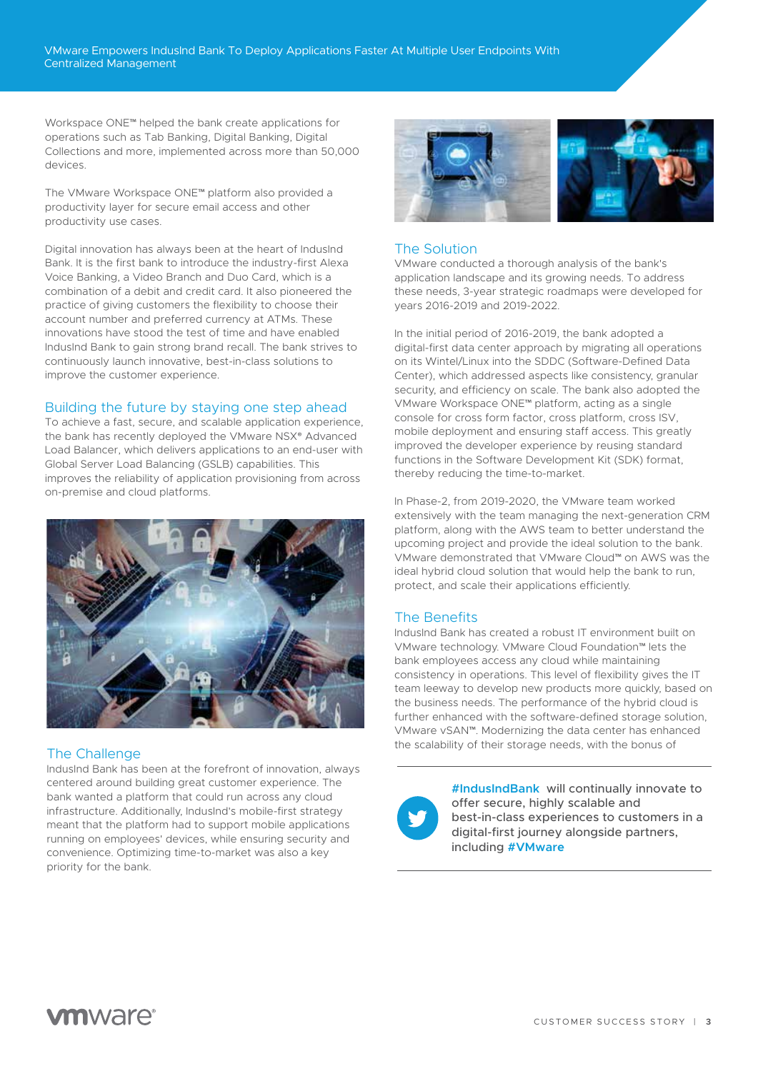Workspace ONE™ helped the bank create applications for operations such as Tab Banking, Digital Banking, Digital Collections and more, implemented across more than 50,000 devices.

The VMware Workspace ONE™ platform also provided a productivity layer for secure email access and other productivity use cases.

Digital innovation has always been at the heart of IndusInd Bank. It is the first bank to introduce the industry-first Alexa Voice Banking, a Video Branch and Duo Card, which is a combination of a debit and credit card. It also pioneered the practice of giving customers the flexibility to choose their account number and preferred currency at ATMs. These innovations have stood the test of time and have enabled IndusInd Bank to gain strong brand recall. The bank strives to continuously launch innovative, best-in-class solutions to improve the customer experience.

## Building the future by staying one step ahead

To achieve a fast, secure, and scalable application experience, the bank has recently deployed the VMware NSX® Advanced Load Balancer, which delivers applications to an end-user with Global Server Load Balancing (GSLB) capabilities. This improves the reliability of application provisioning from across on-premise and cloud platforms.

## The Challenge

IndusInd Bank has been at the forefront of innovation, always centered around building great customer experience. The bank wanted a platform that could run across any cloud infrastructure. Additionally, IndusInd's mobile-first strategy meant that the platform had to support mobile applications running on employees' devices, while ensuring security and convenience. Optimizing time-to-market was also a key priority for the bank.

## The Solution

VMware conducted a thorough analysis of the bank's application landscape and its growing needs. To address these needs, 3-year strategic roadmaps were developed for years 2016-2019 and 2019-2022.

In the initial period of 2016-2019, the bank adopted a digital-first data center approach by migrating all operations on its Wintel/Linux into the SDDC (Software-Defined Data Center), which addressed aspects like consistency, granular security, and efficiency on scale. The bank also adopted the VMware Workspace ONE™ platform, acting as a single console for cross form factor, cross platform, cross ISV, mobile deployment and ensuring staff access. This greatly improved the developer experience by reusing standard functions in the Software Development Kit (SDK) format, thereby reducing the time-to-market.

In Phase-2, from 2019-2020, the VMware team worked extensively with the team managing the next-generation CRM platform, along with the AWS team to better understand the upcoming project and provide the ideal solution to the bank. VMware demonstrated that VMware Cloud™ on AWS was the ideal hybrid cloud solution that would help the bank to run, protect, and scale their applications efficiently.

## The Benefits

IndusInd Bank has created a robust IT environment built on VMware technology. VMware Cloud Foundation™ lets the bank employees access any cloud while maintaining consistency in operations. This level of flexibility gives the IT team leeway to develop new products more quickly, based on the business needs. The performance of the hybrid cloud is further enhanced with the software-defined storage solution, VMware vSAN™. Modernizing the data center has enhanced the scalability of their storage needs, with the bonus of

---

#IndusIndBank will continually innovate to offer secure, highly scalable and best-in-class experiences to customers in a digital-first journey alongside partners, including #VMware

---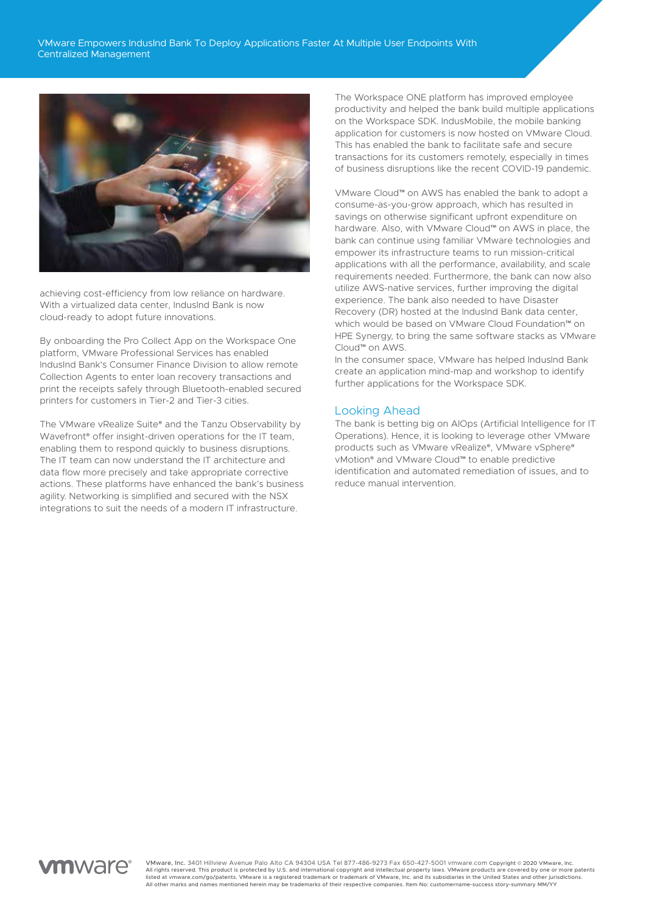achieving cost-efficiency from low reliance on hardware. With a virtualized data center, IndusInd Bank is now cloud-ready to adopt future innovations.

By onboarding the Pro Collect App on the Workspace One platform, VMware Professional Services has enabled IndusInd Bank's Consumer Finance Division to allow remote Collection Agents to enter loan recovery transactions and print the receipts safely through Bluetooth-enabled secured printers for customers in Tier-2 and Tier-3 cities.

The VMware vRealize Suite® and the Tanzu Observability by Wavefront® offer insight-driven operations for the IT team, enabling them to respond quickly to business disruptions. The IT team can now understand the IT architecture and data flow more precisely and take appropriate corrective actions. These platforms have enhanced the bank's business agility. Networking is simplified and secured with the NSX integrations to suit the needs of a modern IT infrastructure.

The Workspace ONE platform has improved employee productivity and helped the bank build multiple applications on the Workspace SDK. IndusMobile, the mobile banking application for customers is now hosted on VMware Cloud. This has enabled the bank to facilitate safe and secure transactions for its customers remotely, especially in times of business disruptions like the recent COVID-19 pandemic.

VMware Cloud™ on AWS has enabled the bank to adopt a consume-as-you-grow approach, which has resulted in savings on otherwise significant upfront expenditure on hardware. Also, with VMware Cloud™ on AWS in place, the bank can continue using familiar VMware technologies and empower its infrastructure teams to run mission-critical applications with all the performance, availability, and scale requirements needed. Furthermore, the bank can now also utilize AWS-native services, further improving the digital experience. The bank also needed to have Disaster Recovery (DR) hosted at the IndusInd Bank data center, which would be based on VMware Cloud Foundation™ on HPE Synergy, to bring the same software stacks as VMware Cloud™ on AWS.

In the consumer space, VMware has helped IndusInd Bank create an application mind-map and workshop to identify further applications for the Workspace SDK.

## Looking Ahead

The bank is betting big on AIOps (Artificial Intelligence for IT Operations). Hence, it is looking to leverage other VMware products such as VMware vRealize®, VMware vSphere® vMotion® and VMware Cloud™ to enable predictive identification and automated remediation of issues, and to reduce manual intervention.

**VMware, Inc.** 3401 Hillview Avenue Palo Alto CA 94304 USA Tel 877-486-9273 Fax 650-427-5001 vmware.com Copyright © 2020 VMware, Inc. All rights reserved. This product is protected by U.S. and international copyright and intellectual property laws. VMware products are covered by one or more patents listed at vmware.com/go/patents. VMware is a registered trademark or trademark of VMware, Inc. and its subsidiaries in the United States and other jurisdictions. All other marks and names mentioned herein may be trademarks of their respective companies. Item No: customername-success story-summary MM/YY